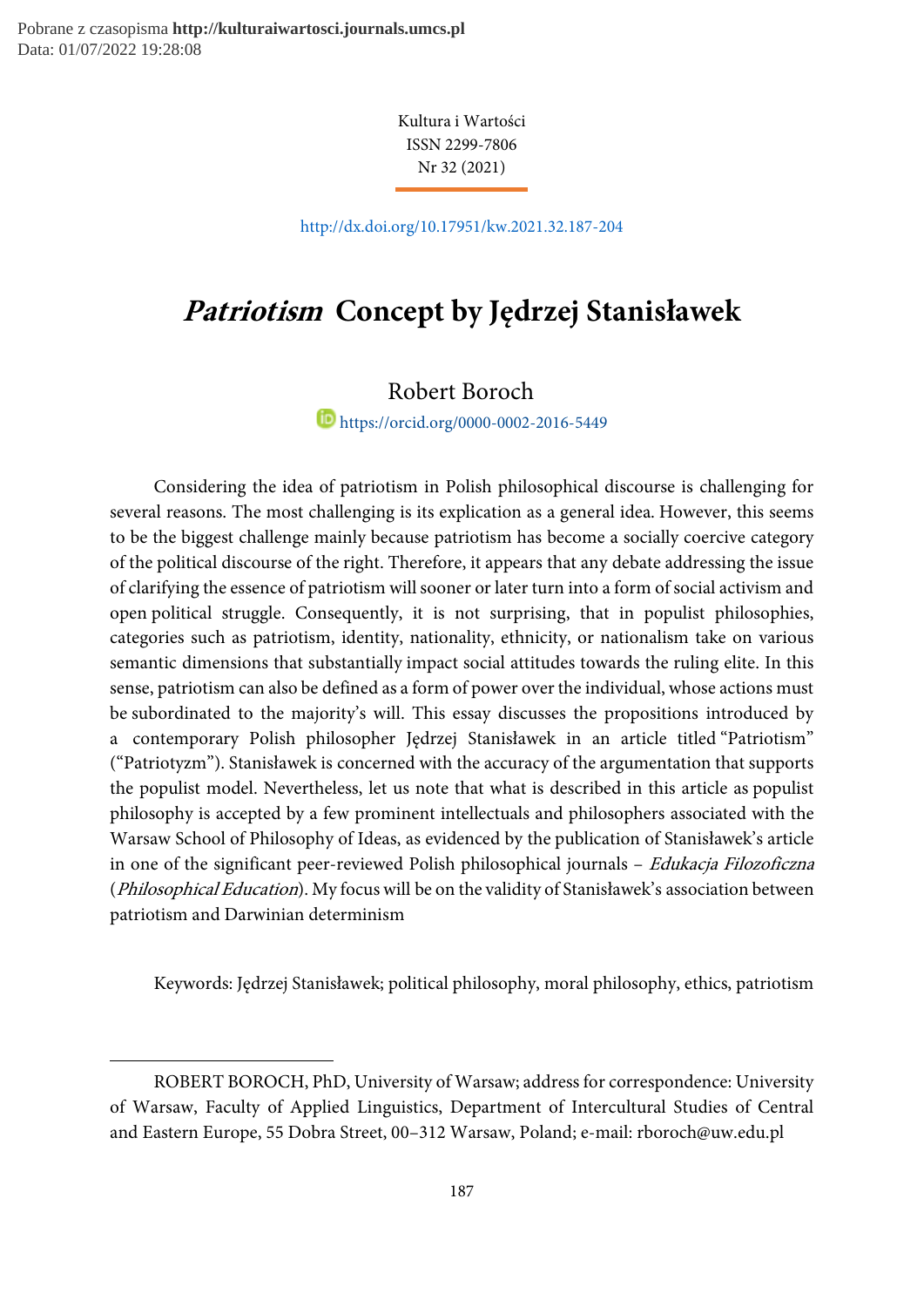# *Patriotism* Concept by Jędrzej Stanisławek

Robert Boroch

https://orcid.org/0000-0002-2016-5449

Considering the idea of patriotism in Polish philosophical discourse is challenging for several reasons. The most challenging is its explication as a general idea. However, this seems to be the biggest challenge mainly because patriotism has become a socially coercive category of the political discourse of the right. Therefore, it appears that any debate addressing the issue of clarifying the essence of patriotism will sooner or later turn into a form of social activism and open political struggle. Consequently, it is not surprising, that in populist philosophies, categories such as patriotism, identity, nationality, ethnicity, or nationalism take on various semantic dimensions that substantially impact social attitudes towards the ruling elite. In this sense, patriotism can also be defined as a form of power over the individual, whose actions must be subordinated to the majority's will. This essay discusses the propositions introduced by a contemporary Polish philosopher Jędrzej Stanisławek in an article titled "Patriotism" ("Patriotyzm"). Stanisławek is concerned with the accuracy of the argumentation that supports the populist model. Nevertheless, let us note that what is described in this article as populist philosophy is accepted by a few prominent intellectuals and philosophers associated with the Warsaw School of Philosophy of Ideas, as evidenced by the publication of Stanisławek's article in one of the significant peer-reviewed Polish philosophical journals – *Edukacja Filozoficzna* (*Philosophical Education*). My focus will be on the validity of Stanisławek's association between patriotism and Darwinian determinism

Keywords: Jędrzej Stanisławek; political philosophy, moral philosophy, ethics, patriotism

---

ROBERT BOROCH, PhD, University of Warsaw; address for correspondence: University of Warsaw, Faculty of Applied Linguistics, Department of Intercultural Studies of Central and Eastern Europe, 55 Dobra Street, 00–312 Warsaw, Poland; e-mail: rboroch@uw.edu.pl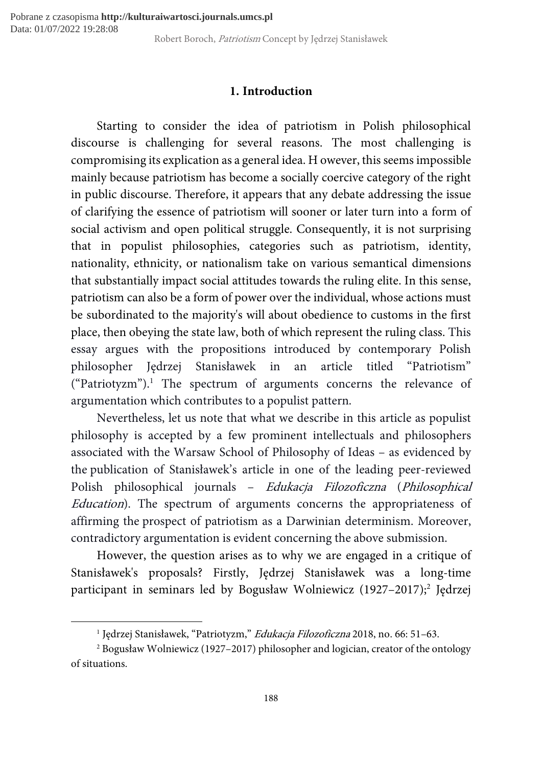## 1. Introduction

Starting to consider the idea of patriotism in Polish philosophical discourse is challenging for several reasons. The most challenging is compromising its explication as a general idea. H owever, this seems impossible mainly because patriotism has become a socially coercive category of the right in public discourse. Therefore, it appears that any debate addressing the issue of clarifying the essence of patriotism will sooner or later turn into a form of social activism and open political struggle. Consequently, it is not surprising that in populist philosophies, categories such as patriotism, identity, nationality, ethnicity, or nationalism take on various semantical dimensions that substantially impact social attitudes towards the ruling elite. In this sense, patriotism can also be a form of power over the individual, whose actions must be subordinated to the majority's will about obedience to customs in the first place, then obeying the state law, both of which represent the ruling class. This essay argues with the propositions introduced by contemporary Polish philosopher Jędrzej Stanisławek in an article titled "Patriotism" ("Patriotyzm").[1] The spectrum of arguments concerns the relevance of argumentation which contributes to a populist pattern.

Nevertheless, let us note that what we describe in this article as populist philosophy is accepted by a few prominent intellectuals and philosophers associated with the Warsaw School of Philosophy of Ideas – as evidenced by the publication of Stanisławek's article in one of the leading peer-reviewed Polish philosophical journals – *Edukacja Filozoficzna* (*Philosophical Education*). The spectrum of arguments concerns the appropriateness of affirming the prospect of patriotism as a Darwinian determinism. Moreover, contradictory argumentation is evident concerning the above submission.

However, the question arises as to why we are engaged in a critique of Stanisławek's proposals? Firstly, Jędrzej Stanisławek was a long-time participant in seminars led by Bogusław Wolniewicz (1927–2017);[2] Jędrzej

---

[1] Jędrzej Stanisławek, "Patriotyzm," *Edukacja Filozoficzna* 2018, no. 66: 51–63.

[2] Bogusław Wolniewicz (1927–2017) philosopher and logician, creator of the ontology of situations.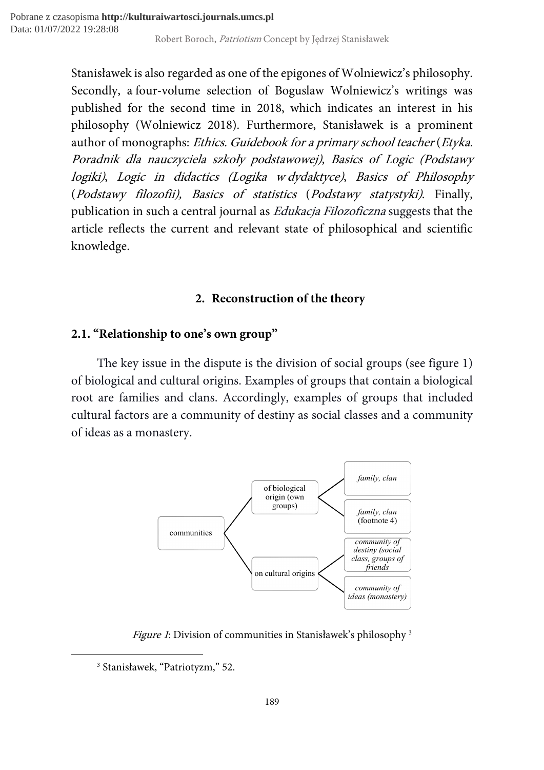Stanisławek is also regarded as one of the epigones of Wolniewicz's philosophy. Secondly, a four-volume selection of Boguslaw Wolniewicz's writings was published for the second time in 2018, which indicates an interest in his philosophy (Wolniewicz 2018). Furthermore, Stanisławek is a prominent author of monographs: *Ethics. Guidebook for a primary school teacher* (*Etyka. Poradnik dla nauczyciela szkoły podstawowej)*, *Basics of Logic (Podstawy logiki)*, *Logic in didactics (Logika w dydaktyce)*, *Basics of Philosophy* (*Podstawy filozofii), Basics of statistics* (*Podstawy statystyki)*. Finally, publication in such a central journal as *Edukacja Filozoficzna* suggests that the article reflects the current and relevant state of philosophical and scientific knowledge.

## 2. Reconstruction of the theory

### 2.1. "Relationship to one's own group"

The key issue in the dispute is the division of social groups (see figure 1) of biological and cultural origins. Examples of groups that contain a biological root are families and clans. Accordingly, examples of groups that included cultural factors are a community of destiny as social classes and a community of ideas as a monastery.

- communities
  - of biological origin (own groups)
    - *family, clan*
    - *family, clan* (footnote 4)
  - on cultural origins
    - *community of destiny (social class, groups of friends*
    - *community of ideas (monastery)*

*Figure 1*: Division of communities in Stanisławek's philosophy [3]

[3] Stanisławek, "Patriotyzm," 52.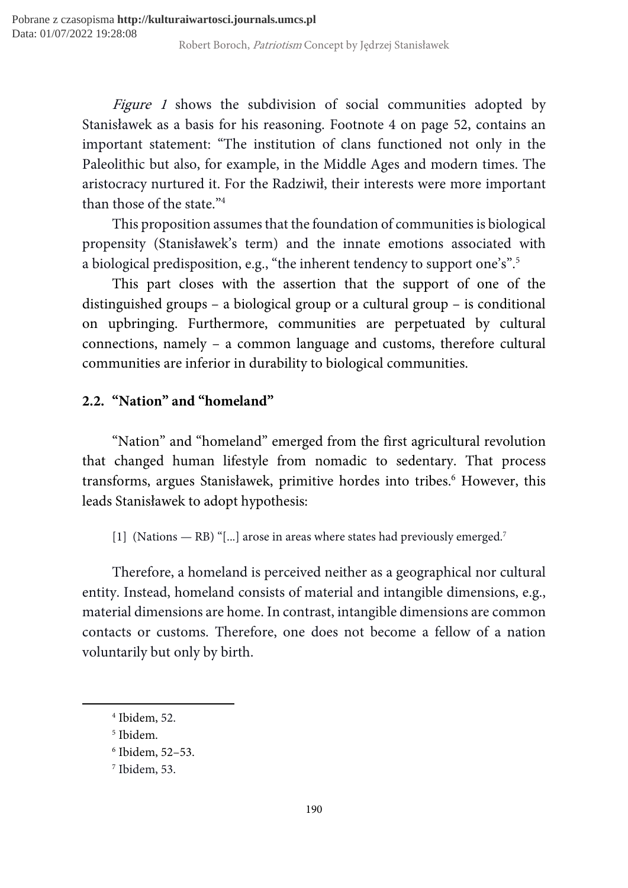*Figure 1* shows the subdivision of social communities adopted by Stanisławek as a basis for his reasoning. Footnote 4 on page 52, contains an important statement: "The institution of clans functioned not only in the Paleolithic but also, for example, in the Middle Ages and modern times. The aristocracy nurtured it. For the Radziwił, their interests were more important than those of the state."[4]

This proposition assumes that the foundation of communities is biological propensity (Stanisławek's term) and the innate emotions associated with a biological predisposition, e.g., "the inherent tendency to support one's".[5]

This part closes with the assertion that the support of one of the distinguished groups – a biological group or a cultural group – is conditional on upbringing. Furthermore, communities are perpetuated by cultural connections, namely – a common language and customs, therefore cultural communities are inferior in durability to biological communities.

## 2.2. "Nation" and "homeland"

"Nation" and "homeland" emerged from the first agricultural revolution that changed human lifestyle from nomadic to sedentary. That process transforms, argues Stanisławek, primitive hordes into tribes.[6] However, this leads Stanisławek to adopt hypothesis:

> [1] (Nations — RB) "[...] arose in areas where states had previously emerged.[7]

Therefore, a homeland is perceived neither as a geographical nor cultural entity. Instead, homeland consists of material and intangible dimensions, e.g., material dimensions are home. In contrast, intangible dimensions are common contacts or customs. Therefore, one does not become a fellow of a nation voluntarily but only by birth.

---

[4] Ibidem, 52.

[5] Ibidem.

[6] Ibidem, 52–53.

[7] Ibidem, 53.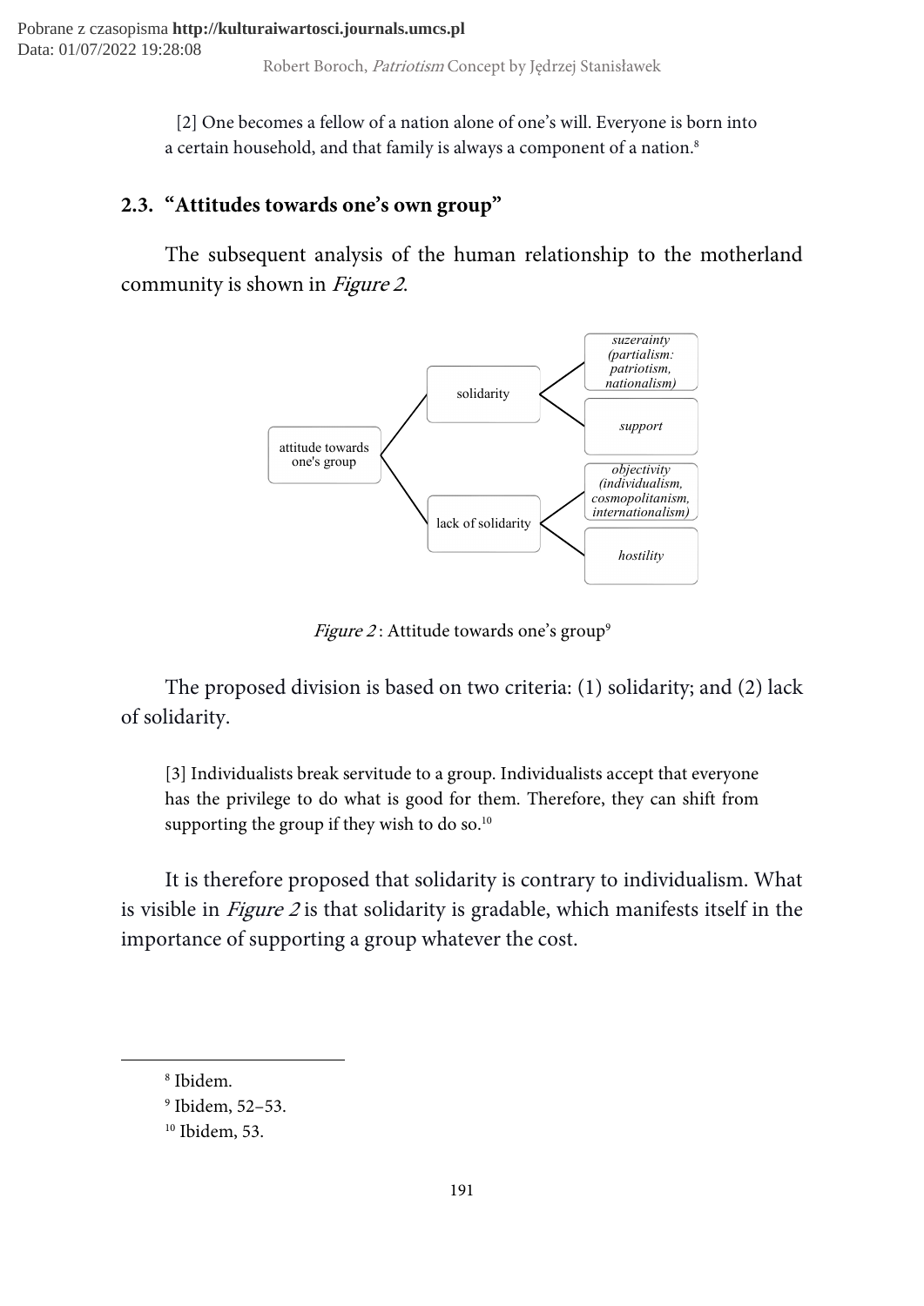[2] One becomes a fellow of a nation alone of one's will. Everyone is born into a certain household, and that family is always a component of a nation.[8]

## 2.3. "Attitudes towards one's own group"

The subsequent analysis of the human relationship to the motherland community is shown in *Figure 2*.

- attitude towards one's group
  - solidarity
    - *suzerainty (partialism: patriotism, nationalism)*
    - *support*
  - lack of solidarity
    - *objectivity (individualism, cosmopolitanism, internationalism)*
    - *hostility*

*Figure 2*: Attitude towards one's group[9]

The proposed division is based on two criteria: (1) solidarity; and (2) lack of solidarity.

[3] Individualists break servitude to a group. Individualists accept that everyone has the privilege to do what is good for them. Therefore, they can shift from supporting the group if they wish to do so.[10]

It is therefore proposed that solidarity is contrary to individualism. What is visible in *Figure 2* is that solidarity is gradable, which manifests itself in the importance of supporting a group whatever the cost.

---

[8] Ibidem.

[9] Ibidem, 52–53.

[10] Ibidem, 53.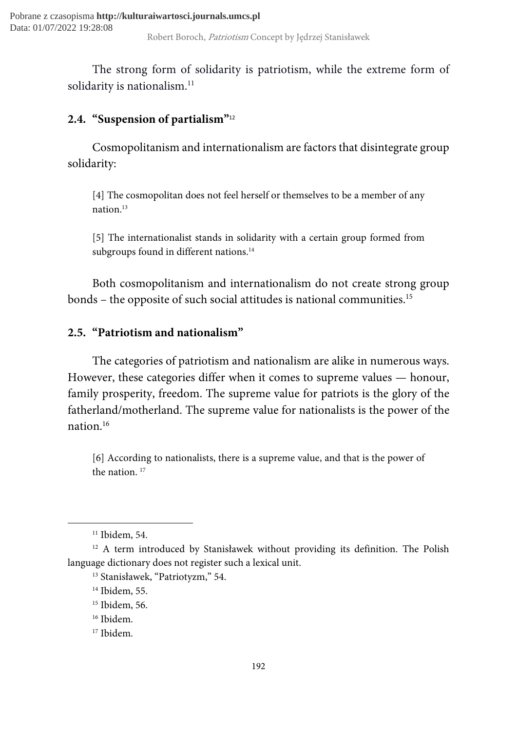The strong form of solidarity is patriotism, while the extreme form of solidarity is nationalism.[11]

## 2.4. "Suspension of partialism"[12]

Cosmopolitanism and internationalism are factors that disintegrate group solidarity:

> [4] The cosmopolitan does not feel herself or themselves to be a member of any nation.[13]
>
> [5] The internationalist stands in solidarity with a certain group formed from subgroups found in different nations.[14]

Both cosmopolitanism and internationalism do not create strong group bonds – the opposite of such social attitudes is national communities.[15]

## 2.5. "Patriotism and nationalism"

The categories of patriotism and nationalism are alike in numerous ways. However, these categories differ when it comes to supreme values — honour, family prosperity, freedom. The supreme value for patriots is the glory of the fatherland/motherland. The supreme value for nationalists is the power of the nation.[16]

> [6] According to nationalists, there is a supreme value, and that is the power of the nation.[17]

---

[11] Ibidem, 54.

[12] A term introduced by Stanisławek without providing its definition. The Polish language dictionary does not register such a lexical unit.

[13] Stanisławek, "Patriotyzm," 54.

[14] Ibidem, 55.

[15] Ibidem, 56.

[16] Ibidem.

[17] Ibidem.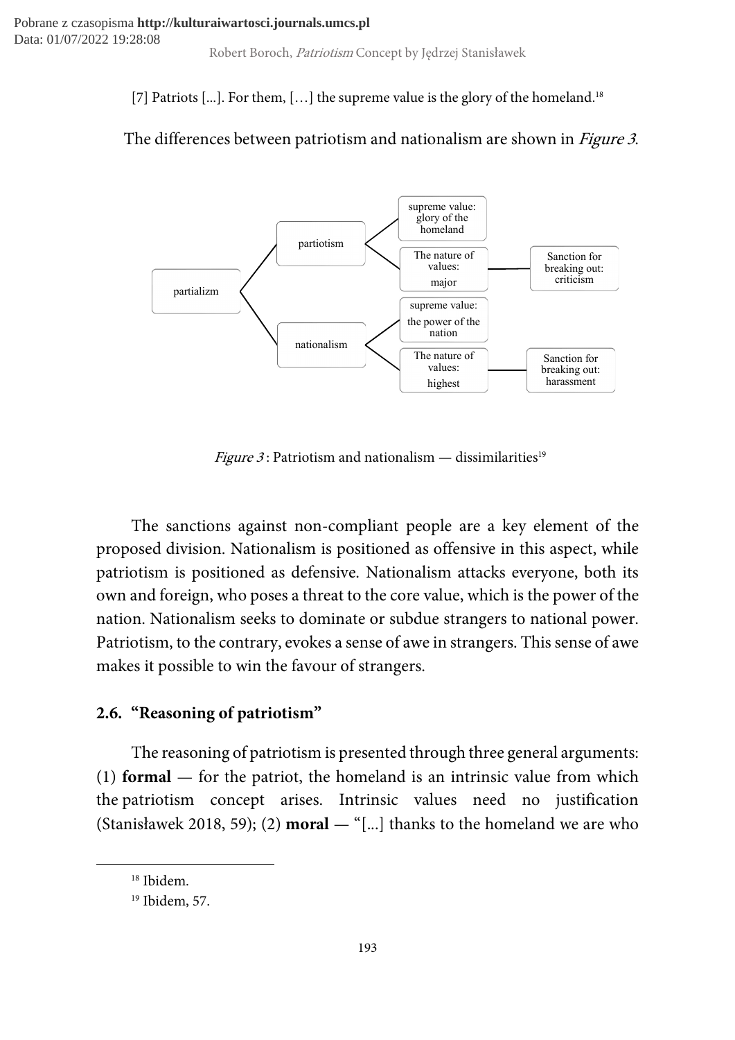[7] Patriots [...]. For them, […] the supreme value is the glory of the homeland.[18]

The differences between patriotism and nationalism are shown in *Figure 3*.

- partializm
  - partiotism
    - supreme value: glory of the homeland
    - The nature of values: major — Sanction for breaking out: criticism
  - nationalism
    - supreme value: the power of the nation
    - The nature of values: highest — Sanction for breaking out: harassment

*Figure 3*: Patriotism and nationalism — dissimilarities[19]

The sanctions against non-compliant people are a key element of the proposed division. Nationalism is positioned as offensive in this aspect, while patriotism is positioned as defensive. Nationalism attacks everyone, both its own and foreign, who poses a threat to the core value, which is the power of the nation. Nationalism seeks to dominate or subdue strangers to national power. Patriotism, to the contrary, evokes a sense of awe in strangers. This sense of awe makes it possible to win the favour of strangers.

## 2.6. "Reasoning of patriotism"

The reasoning of patriotism is presented through three general arguments: (1) **formal** — for the patriot, the homeland is an intrinsic value from which the patriotism concept arises. Intrinsic values need no justification (Stanisławek 2018, 59); (2) **moral** — "[...] thanks to the homeland we are who

---

[18] Ibidem.

[19] Ibidem, 57.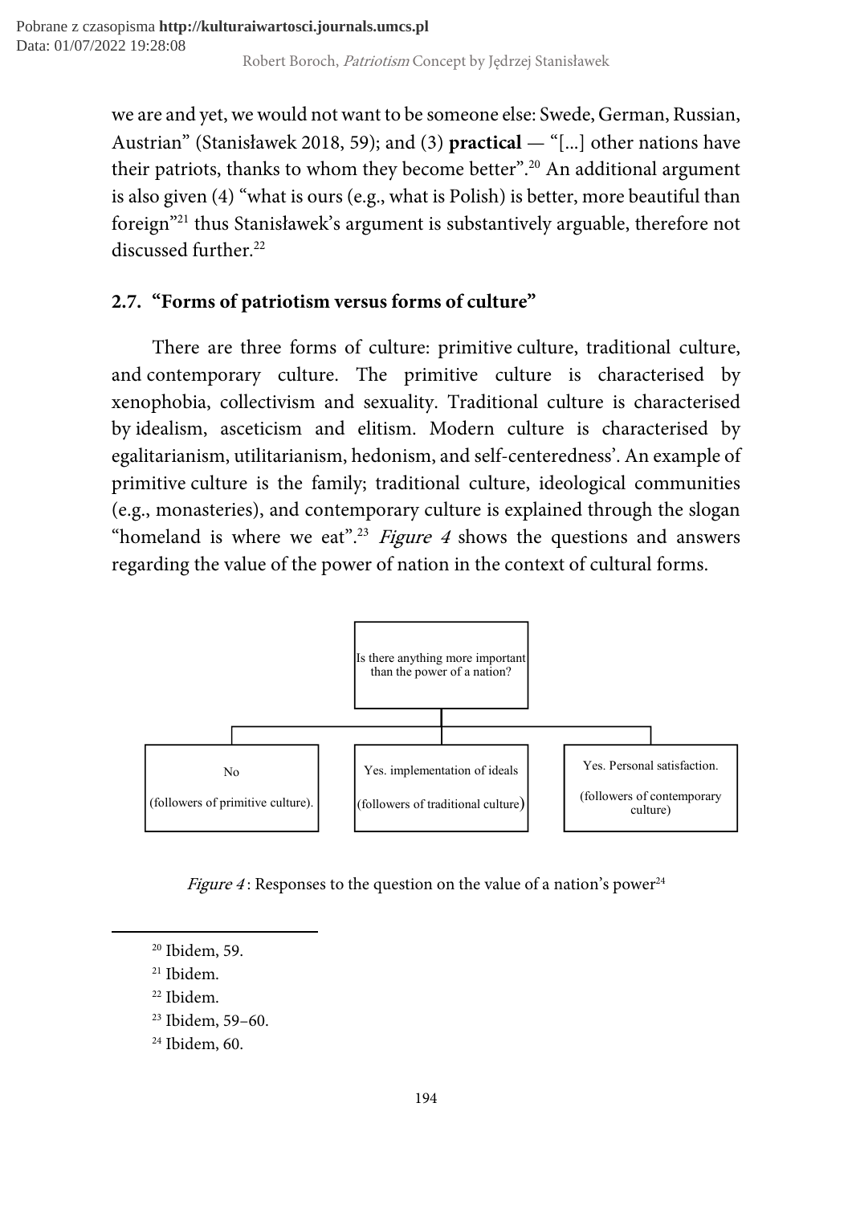we are and yet, we would not want to be someone else: Swede, German, Russian, Austrian" (Stanisławek 2018, 59); and (3) **practical** — "[...] other nations have their patriots, thanks to whom they become better".[20] An additional argument is also given (4) "what is ours (e.g., what is Polish) is better, more beautiful than foreign"[21] thus Stanisławek's argument is substantively arguable, therefore not discussed further.[22]

## 2.7. "Forms of patriotism versus forms of culture"

There are three forms of culture: primitive culture, traditional culture, and contemporary culture. The primitive culture is characterised by xenophobia, collectivism and sexuality. Traditional culture is characterised by idealism, asceticism and elitism. Modern culture is characterised by egalitarianism, utilitarianism, hedonism, and self-centeredness'. An example of primitive culture is the family; traditional culture, ideological communities (e.g., monasteries), and contemporary culture is explained through the slogan "homeland is where we eat".[23] *Figure 4* shows the questions and answers regarding the value of the power of nation in the context of cultural forms.

Is there anything more important than the power of a nation?

- No (followers of primitive culture).
- Yes. implementation of ideals (followers of traditional culture)
- Yes. Personal satisfaction. (followers of contemporary culture)

*Figure 4*: Responses to the question on the value of a nation's power[24]

---

[20] Ibidem, 59.

[21] Ibidem.

[22] Ibidem.

[23] Ibidem, 59–60.

[24] Ibidem, 60.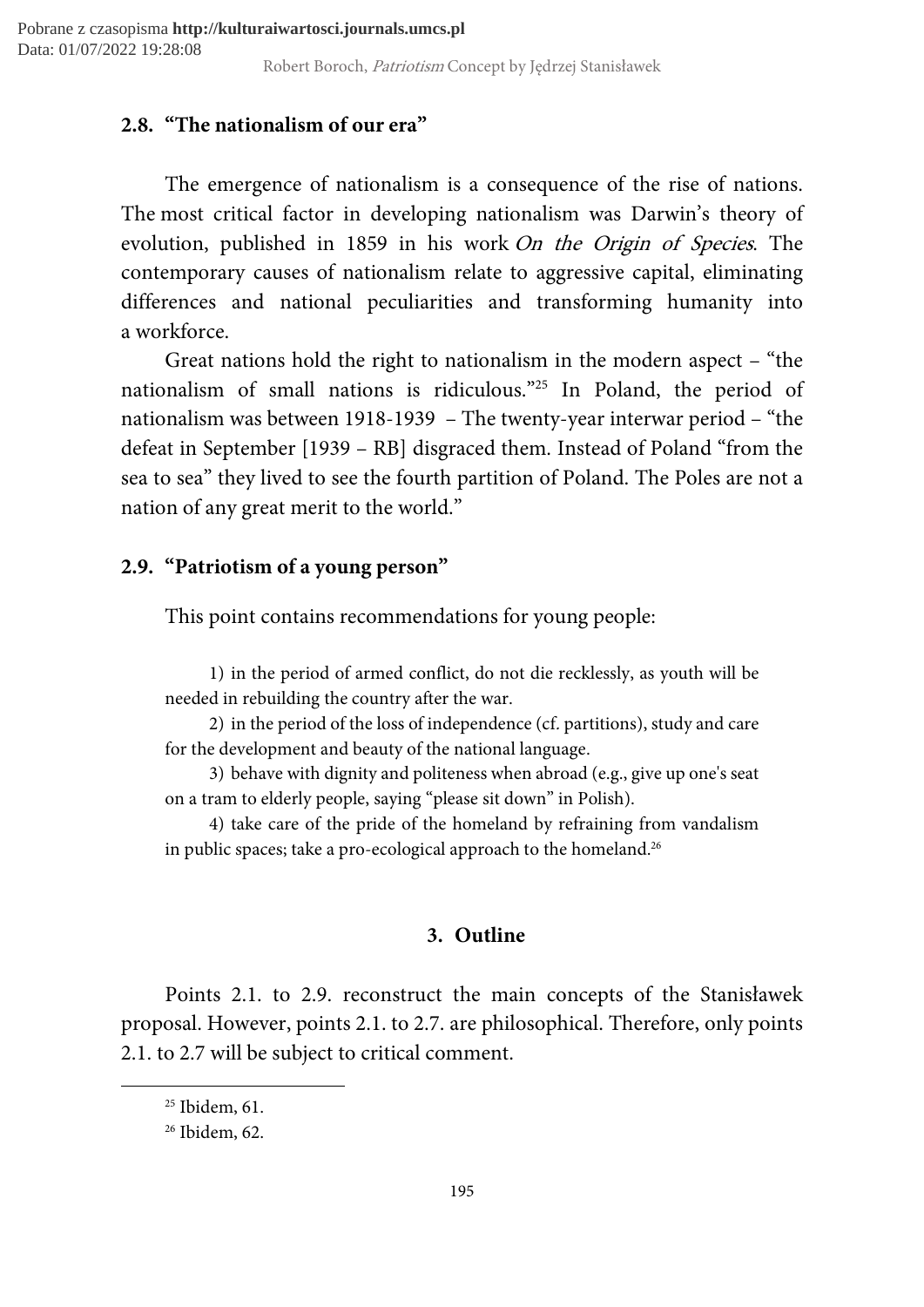### 2.8. "The nationalism of our era"

The emergence of nationalism is a consequence of the rise of nations. The most critical factor in developing nationalism was Darwin's theory of evolution, published in 1859 in his work *On the Origin of Species*. The contemporary causes of nationalism relate to aggressive capital, eliminating differences and national peculiarities and transforming humanity into a workforce.

Great nations hold the right to nationalism in the modern aspect – "the nationalism of small nations is ridiculous."[25] In Poland, the period of nationalism was between 1918-1939 – The twenty-year interwar period – "the defeat in September [1939 – RB] disgraced them. Instead of Poland "from the sea to sea" they lived to see the fourth partition of Poland. The Poles are not a nation of any great merit to the world."

### 2.9. "Patriotism of a young person"

This point contains recommendations for young people:

> 1) in the period of armed conflict, do not die recklessly, as youth will be needed in rebuilding the country after the war.
>
> 2) in the period of the loss of independence (cf. partitions), study and care for the development and beauty of the national language.
>
> 3) behave with dignity and politeness when abroad (e.g., give up one's seat on a tram to elderly people, saying "please sit down" in Polish).
>
> 4) take care of the pride of the homeland by refraining from vandalism in public spaces; take a pro-ecological approach to the homeland.[26]

## 3. Outline

Points 2.1. to 2.9. reconstruct the main concepts of the Stanisławek proposal. However, points 2.1. to 2.7. are philosophical. Therefore, only points 2.1. to 2.7 will be subject to critical comment.

---

[25] Ibidem, 61.

[26] Ibidem, 62.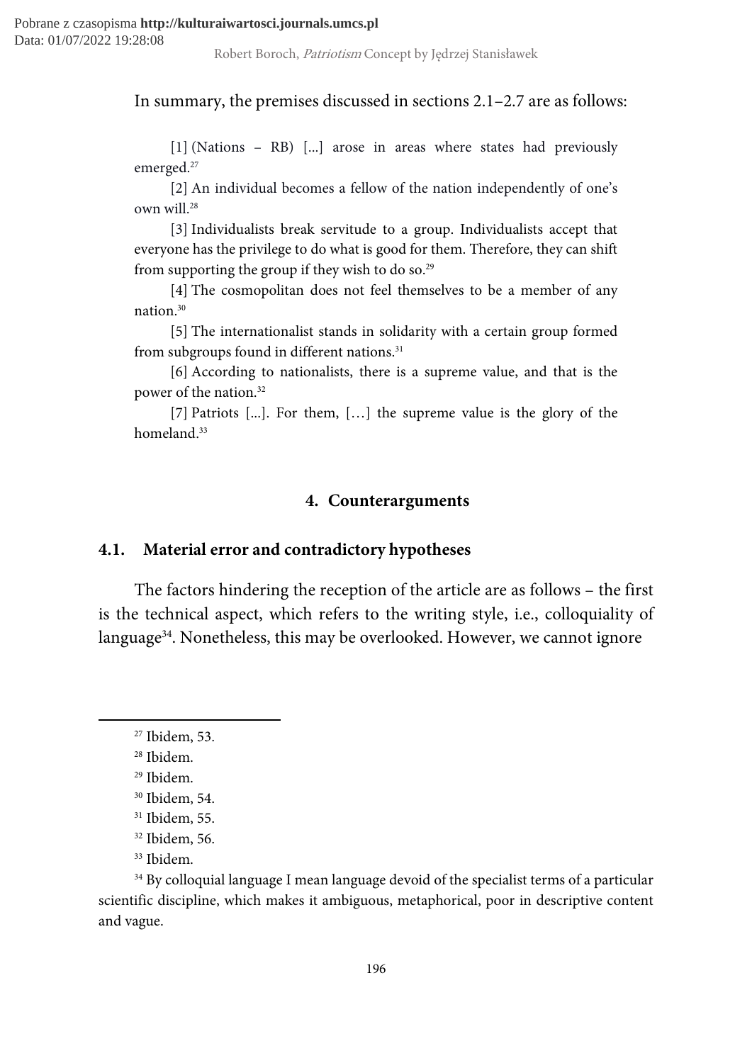In summary, the premises discussed in sections 2.1–2.7 are as follows:

> [1] (Nations – RB) [...] arose in areas where states had previously emerged.[27]
>
> [2] An individual becomes a fellow of the nation independently of one's own will.[28]
>
> [3] Individualists break servitude to a group. Individualists accept that everyone has the privilege to do what is good for them. Therefore, they can shift from supporting the group if they wish to do so.[29]
>
> [4] The cosmopolitan does not feel themselves to be a member of any nation.[30]
>
> [5] The internationalist stands in solidarity with a certain group formed from subgroups found in different nations.[31]
>
> [6] According to nationalists, there is a supreme value, and that is the power of the nation.[32]
>
> [7] Patriots [...]. For them, […] the supreme value is the glory of the homeland.[33]

## 4. Counterarguments

### 4.1. Material error and contradictory hypotheses

The factors hindering the reception of the article are as follows – the first is the technical aspect, which refers to the writing style, i.e., colloquiality of language[34]. Nonetheless, this may be overlooked. However, we cannot ignore

---

[27] Ibidem, 53.

[28] Ibidem.

[29] Ibidem.

[30] Ibidem, 54.

[31] Ibidem, 55.

[32] Ibidem, 56.

[33] Ibidem.

[34] By colloquial language I mean language devoid of the specialist terms of a particular scientific discipline, which makes it ambiguous, metaphorical, poor in descriptive content and vague.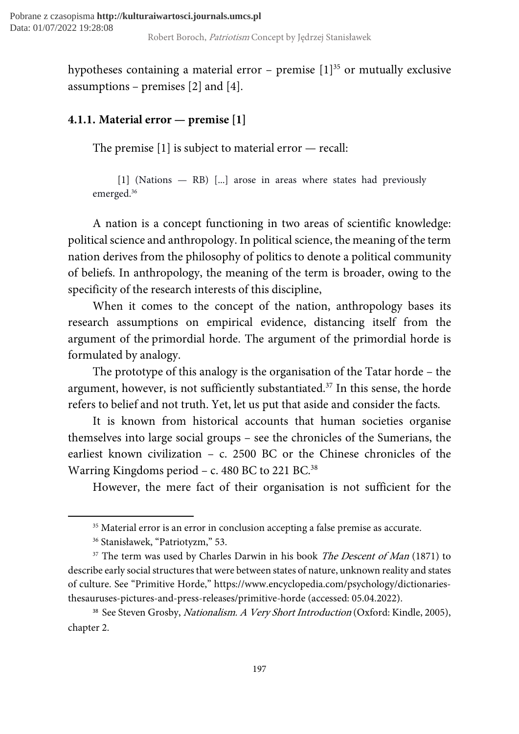hypotheses containing a material error – premise [1][35] or mutually exclusive assumptions – premises [2] and [4].

### 4.1.1. Material error — premise [1]

The premise [1] is subject to material error — recall:

> [1] (Nations — RB) [...] arose in areas where states had previously emerged.[36]

A nation is a concept functioning in two areas of scientific knowledge: political science and anthropology. In political science, the meaning of the term nation derives from the philosophy of politics to denote a political community of beliefs. In anthropology, the meaning of the term is broader, owing to the specificity of the research interests of this discipline,

When it comes to the concept of the nation, anthropology bases its research assumptions on empirical evidence, distancing itself from the argument of the primordial horde. The argument of the primordial horde is formulated by analogy.

The prototype of this analogy is the organisation of the Tatar horde – the argument, however, is not sufficiently substantiated.[37] In this sense, the horde refers to belief and not truth. Yet, let us put that aside and consider the facts.

It is known from historical accounts that human societies organise themselves into large social groups – see the chronicles of the Sumerians, the earliest known civilization – c. 2500 BC or the Chinese chronicles of the Warring Kingdoms period – c. 480 BC to 221 BC.[38]

However, the mere fact of their organisation is not sufficient for the

---

[35] Material error is an error in conclusion accepting a false premise as accurate.

[36] Stanisławek, "Patriotyzm," 53.

[37] The term was used by Charles Darwin in his book *The Descent of Man* (1871) to describe early social structures that were between states of nature, unknown reality and states of culture. See "Primitive Horde," https://www.encyclopedia.com/psychology/dictionaries-thesauruses-pictures-and-press-releases/primitive-horde (accessed: 05.04.2022).

[38] See Steven Grosby, *Nationalism. A Very Short Introduction* (Oxford: Kindle, 2005), chapter 2.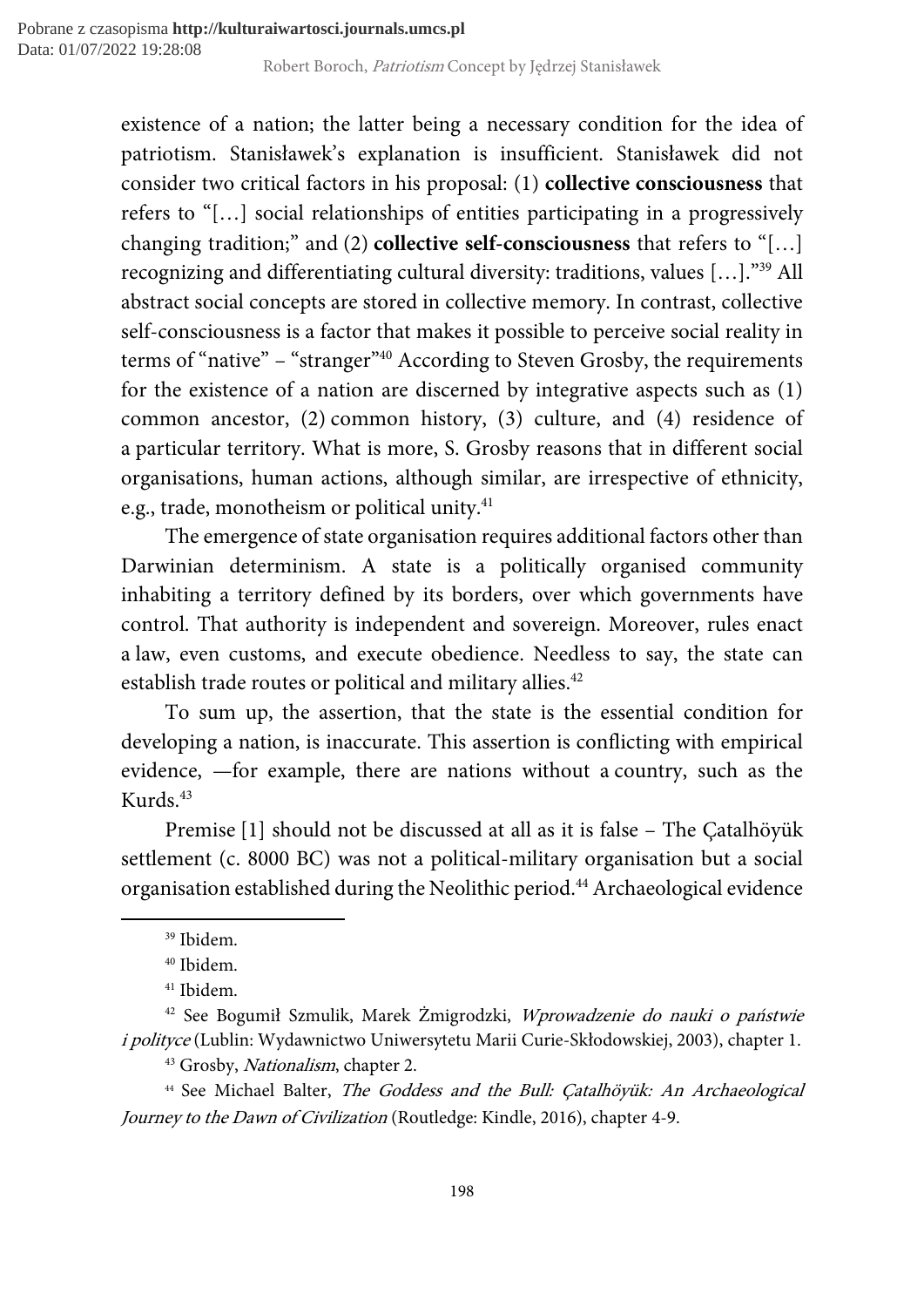existence of a nation; the latter being a necessary condition for the idea of patriotism. Stanisławek's explanation is insufficient. Stanisławek did not consider two critical factors in his proposal: (1) **collective consciousness** that refers to "[…] social relationships of entities participating in a progressively changing tradition;" and (2) **collective self-consciousness** that refers to "[…] recognizing and differentiating cultural diversity: traditions, values […]."[39] All abstract social concepts are stored in collective memory. In contrast, collective self-consciousness is a factor that makes it possible to perceive social reality in terms of "native" – "stranger"[40] According to Steven Grosby, the requirements for the existence of a nation are discerned by integrative aspects such as (1) common ancestor, (2) common history, (3) culture, and (4) residence of a particular territory. What is more, S. Grosby reasons that in different social organisations, human actions, although similar, are irrespective of ethnicity, e.g., trade, monotheism or political unity.[41]

The emergence of state organisation requires additional factors other than Darwinian determinism. A state is a politically organised community inhabiting a territory defined by its borders, over which governments have control. That authority is independent and sovereign. Moreover, rules enact a law, even customs, and execute obedience. Needless to say, the state can establish trade routes or political and military allies.[42]

To sum up, the assertion, that the state is the essential condition for developing a nation, is inaccurate. This assertion is conflicting with empirical evidence, —for example, there are nations without a country, such as the Kurds.[43]

Premise [1] should not be discussed at all as it is false – The Çatalhöyük settlement (c. 8000 BC) was not a political-military organisation but a social organisation established during the Neolithic period.[44] Archaeological evidence

---

[39] Ibidem.

[40] Ibidem.

[41] Ibidem.

[42] See Bogumił Szmulik, Marek Żmigrodzki, *Wprowadzenie do nauki o państwie i polityce* (Lublin: Wydawnictwo Uniwersytetu Marii Curie-Skłodowskiej, 2003), chapter 1.

[43] Grosby, *Nationalism*, chapter 2.

[44] See Michael Balter, *The Goddess and the Bull: Çatalhöyük: An Archaeological Journey to the Dawn of Civilization* (Routledge: Kindle, 2016), chapter 4-9.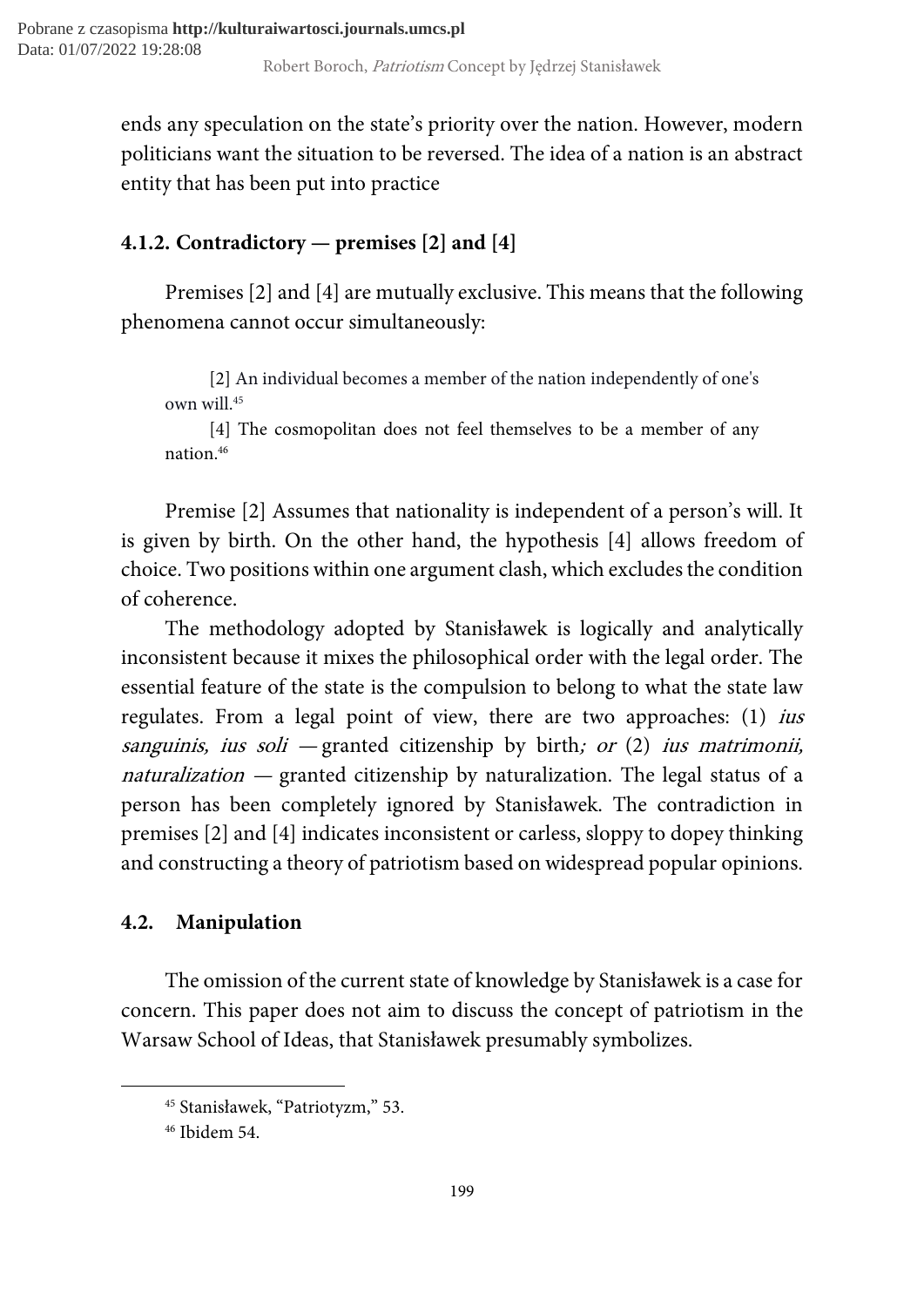ends any speculation on the state's priority over the nation. However, modern politicians want the situation to be reversed. The idea of a nation is an abstract entity that has been put into practice

### 4.1.2. Contradictory — premises [2] and [4]

Premises [2] and [4] are mutually exclusive. This means that the following phenomena cannot occur simultaneously:

> [2] An individual becomes a member of the nation independently of one's own will.[45]
>
> [4] The cosmopolitan does not feel themselves to be a member of any nation.[46]

Premise [2] Assumes that nationality is independent of a person's will. It is given by birth. On the other hand, the hypothesis [4] allows freedom of choice. Two positions within one argument clash, which excludes the condition of coherence.

The methodology adopted by Stanisławek is logically and analytically inconsistent because it mixes the philosophical order with the legal order. The essential feature of the state is the compulsion to belong to what the state law regulates. From a legal point of view, there are two approaches: (1) *ius sanguinis, ius soli* — granted citizenship by birth*; or* (2) *ius matrimonii, naturalization* — granted citizenship by naturalization. The legal status of a person has been completely ignored by Stanisławek. The contradiction in premises [2] and [4] indicates inconsistent or carless, sloppy to dopey thinking and constructing a theory of patriotism based on widespread popular opinions.

## 4.2. Manipulation

The omission of the current state of knowledge by Stanisławek is a case for concern. This paper does not aim to discuss the concept of patriotism in the Warsaw School of Ideas, that Stanisławek presumably symbolizes.

---

[45] Stanisławek, "Patriotyzm," 53.

[46] Ibidem 54.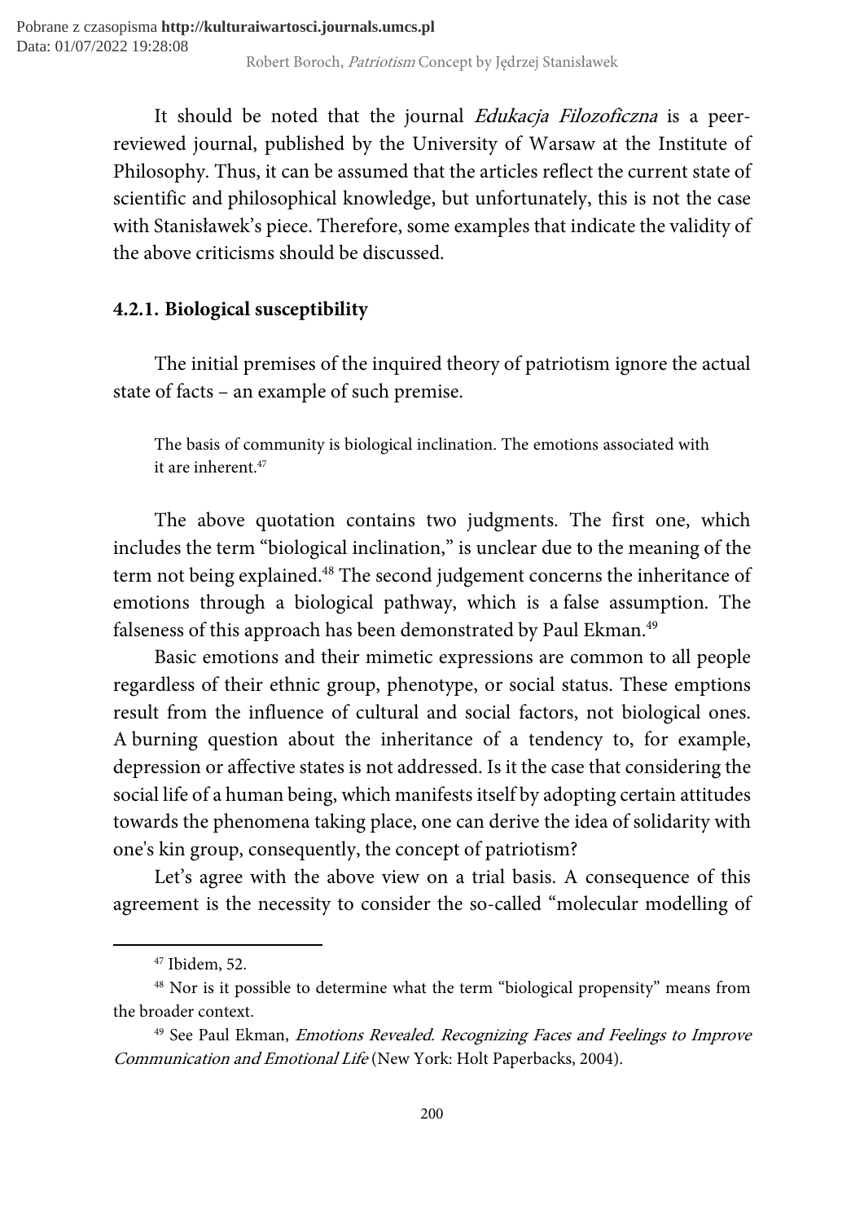It should be noted that the journal *Edukacja Filozoficzna* is a peer-reviewed journal, published by the University of Warsaw at the Institute of Philosophy. Thus, it can be assumed that the articles reflect the current state of scientific and philosophical knowledge, but unfortunately, this is not the case with Stanisławek's piece. Therefore, some examples that indicate the validity of the above criticisms should be discussed.

### 4.2.1. Biological susceptibility

The initial premises of the inquired theory of patriotism ignore the actual state of facts – an example of such premise.

> The basis of community is biological inclination. The emotions associated with it are inherent.[47]

The above quotation contains two judgments. The first one, which includes the term "biological inclination," is unclear due to the meaning of the term not being explained.[48] The second judgement concerns the inheritance of emotions through a biological pathway, which is a false assumption. The falseness of this approach has been demonstrated by Paul Ekman.[49]

Basic emotions and their mimetic expressions are common to all people regardless of their ethnic group, phenotype, or social status. These emptions result from the influence of cultural and social factors, not biological ones. A burning question about the inheritance of a tendency to, for example, depression or affective states is not addressed. Is it the case that considering the social life of a human being, which manifests itself by adopting certain attitudes towards the phenomena taking place, one can derive the idea of solidarity with one's kin group, consequently, the concept of patriotism?

Let's agree with the above view on a trial basis. A consequence of this agreement is the necessity to consider the so-called "molecular modelling of

---

[47] Ibidem, 52.

[48] Nor is it possible to determine what the term "biological propensity" means from the broader context.

[49] See Paul Ekman, *Emotions Revealed. Recognizing Faces and Feelings to Improve Communication and Emotional Life* (New York: Holt Paperbacks, 2004).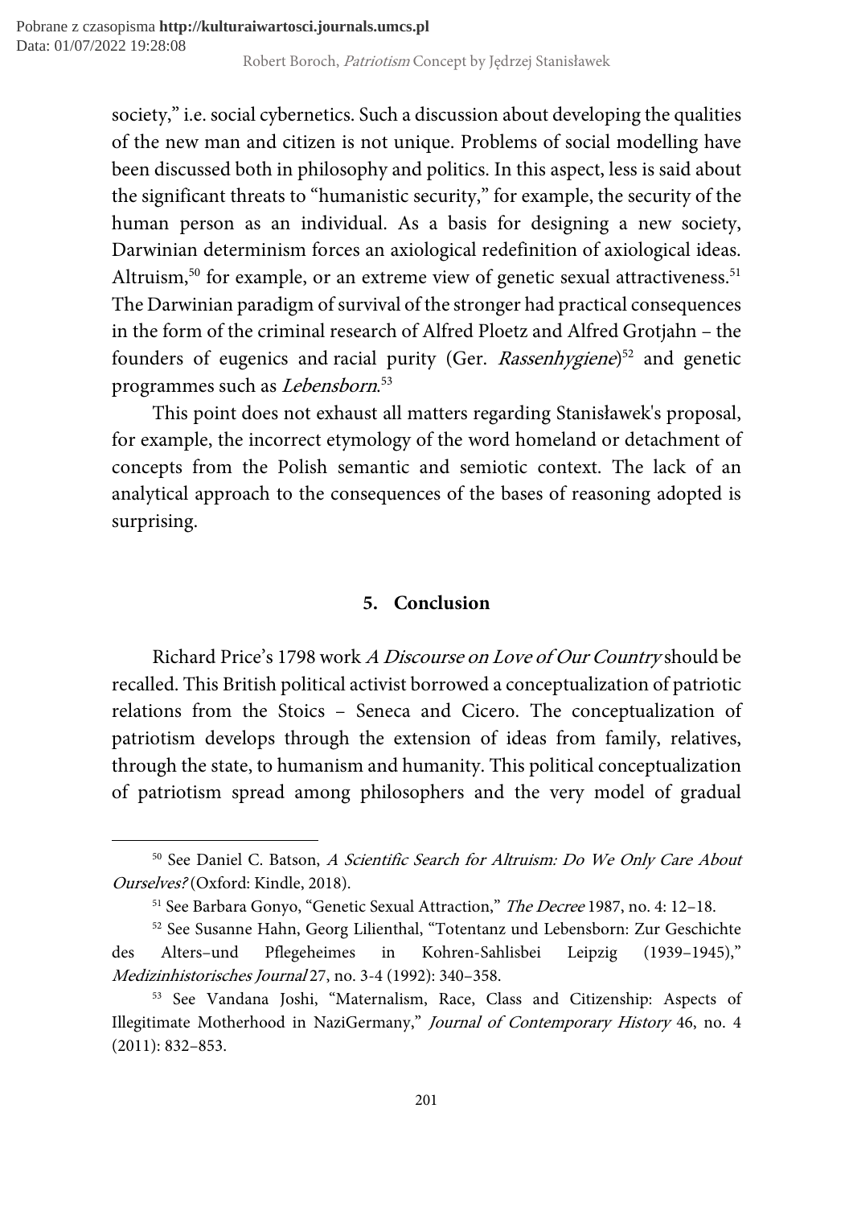society," i.e. social cybernetics. Such a discussion about developing the qualities of the new man and citizen is not unique. Problems of social modelling have been discussed both in philosophy and politics. In this aspect, less is said about the significant threats to "humanistic security," for example, the security of the human person as an individual. As a basis for designing a new society, Darwinian determinism forces an axiological redefinition of axiological ideas. Altruism,[50] for example, or an extreme view of genetic sexual attractiveness.[51] The Darwinian paradigm of survival of the stronger had practical consequences in the form of the criminal research of Alfred Ploetz and Alfred Grotjahn – the founders of eugenics and racial purity (Ger. *Rassenhygiene*)[52] and genetic programmes such as *Lebensborn*.[53]

This point does not exhaust all matters regarding Stanisławek's proposal, for example, the incorrect etymology of the word homeland or detachment of concepts from the Polish semantic and semiotic context. The lack of an analytical approach to the consequences of the bases of reasoning adopted is surprising.

## 5. Conclusion

Richard Price's 1798 work *A Discourse on Love of Our Country* should be recalled. This British political activist borrowed a conceptualization of patriotic relations from the Stoics – Seneca and Cicero. The conceptualization of patriotism develops through the extension of ideas from family, relatives, through the state, to humanism and humanity. This political conceptualization of patriotism spread among philosophers and the very model of gradual

---

[50] See Daniel C. Batson, *A Scientific Search for Altruism: Do We Only Care About Ourselves?* (Oxford: Kindle, 2018).

[51] See Barbara Gonyo, "Genetic Sexual Attraction," *The Decree* 1987, no. 4: 12–18.

[52] See Susanne Hahn, Georg Lilienthal, "Totentanz und Lebensborn: Zur Geschichte des Alters–und Pflegeheimes in Kohren-Sahlisbei Leipzig (1939–1945)," *Medizinhistorisches Journal* 27, no. 3-4 (1992): 340–358.

[53] See Vandana Joshi, "Maternalism, Race, Class and Citizenship: Aspects of Illegitimate Motherhood in NaziGermany," *Journal of Contemporary History* 46, no. 4 (2011): 832–853.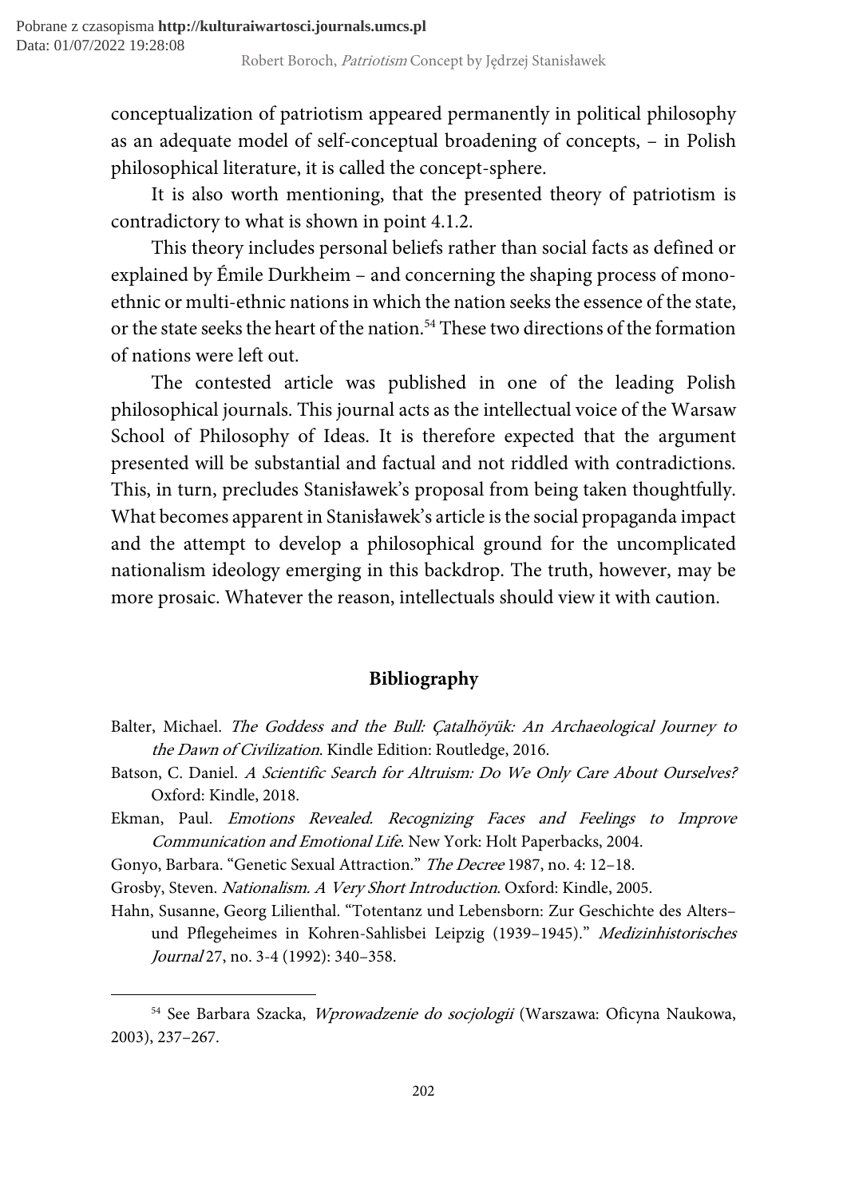conceptualization of patriotism appeared permanently in political philosophy as an adequate model of self-conceptual broadening of concepts, – in Polish philosophical literature, it is called the concept-sphere.

It is also worth mentioning, that the presented theory of patriotism is contradictory to what is shown in point 4.1.2.

This theory includes personal beliefs rather than social facts as defined or explained by Émile Durkheim – and concerning the shaping process of mono-ethnic or multi-ethnic nations in which the nation seeks the essence of the state, or the state seeks the heart of the nation.[54] These two directions of the formation of nations were left out.

The contested article was published in one of the leading Polish philosophical journals. This journal acts as the intellectual voice of the Warsaw School of Philosophy of Ideas. It is therefore expected that the argument presented will be substantial and factual and not riddled with contradictions. This, in turn, precludes Stanisławek's proposal from being taken thoughtfully. What becomes apparent in Stanisławek's article is the social propaganda impact and the attempt to develop a philosophical ground for the uncomplicated nationalism ideology emerging in this backdrop. The truth, however, may be more prosaic. Whatever the reason, intellectuals should view it with caution.

## Bibliography

Balter, Michael. *The Goddess and the Bull: Çatalhöyük: An Archaeological Journey to the Dawn of Civilization*. Kindle Edition: Routledge, 2016.

Batson, C. Daniel. *A Scientific Search for Altruism: Do We Only Care About Ourselves?* Oxford: Kindle, 2018.

Ekman, Paul. *Emotions Revealed. Recognizing Faces and Feelings to Improve Communication and Emotional Life*. New York: Holt Paperbacks, 2004.

Gonyo, Barbara. "Genetic Sexual Attraction." *The Decree* 1987, no. 4: 12–18.

Grosby, Steven. *Nationalism. A Very Short Introduction*. Oxford: Kindle, 2005.

Hahn, Susanne, Georg Lilienthal. "Totentanz und Lebensborn: Zur Geschichte des Alters– und Pflegeheimes in Kohren-Sahlisbei Leipzig (1939–1945)." *Medizinhistorisches Journal* 27, no. 3-4 (1992): 340–358.

---

[54] See Barbara Szacka, *Wprowadzenie do socjologii* (Warszawa: Oficyna Naukowa, 2003), 237–267.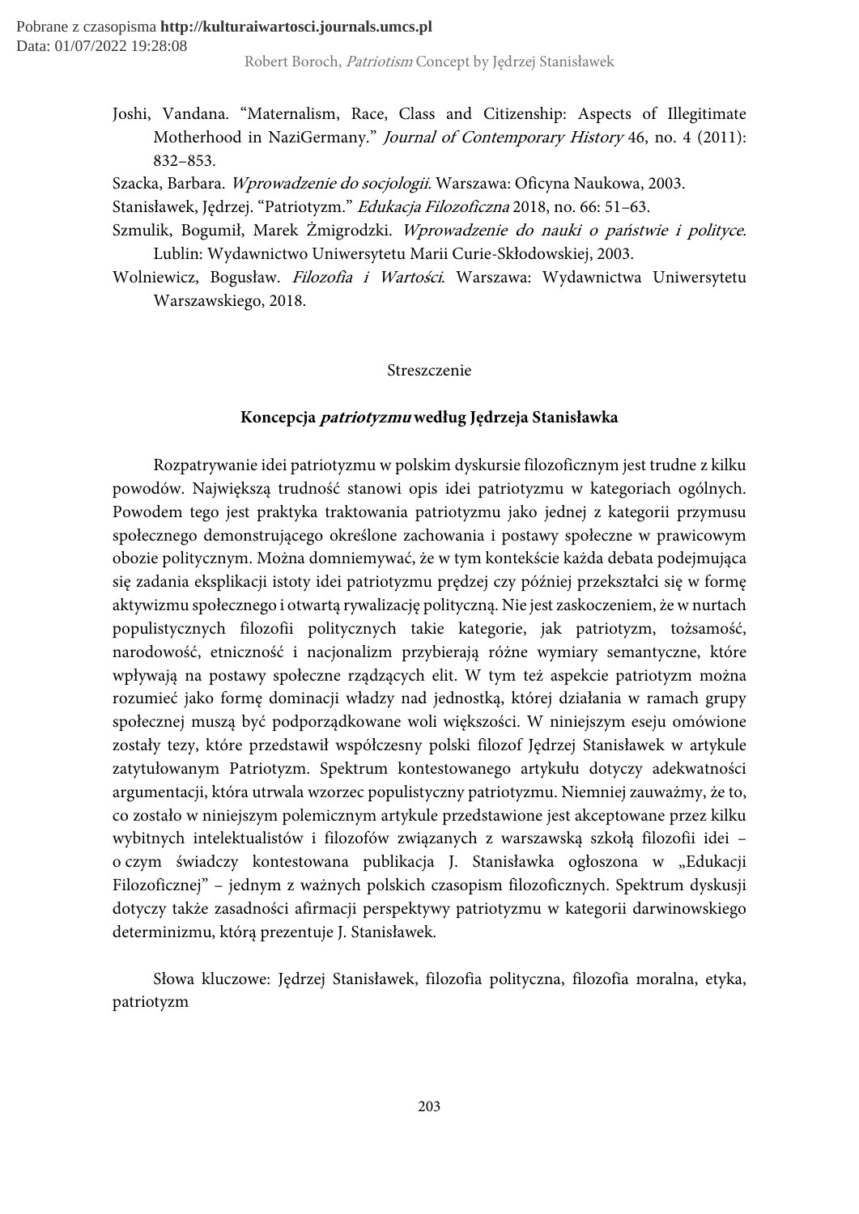Joshi, Vandana. "Maternalism, Race, Class and Citizenship: Aspects of Illegitimate Motherhood in NaziGermany." *Journal of Contemporary History* 46, no. 4 (2011): 832–853.

Szacka, Barbara. *Wprowadzenie do socjologii*. Warszawa: Oficyna Naukowa, 2003.

Stanisławek, Jędrzej. "Patriotyzm." *Edukacja Filozoficzna* 2018, no. 66: 51–63.

Szmulik, Bogumił, Marek Żmigrodzki. *Wprowadzenie do nauki o państwie i polityce*. Lublin: Wydawnictwo Uniwersytetu Marii Curie-Skłodowskiej, 2003.

Wolniewicz, Bogusław. *Filozofia i Wartości*. Warszawa: Wydawnictwa Uniwersytetu Warszawskiego, 2018.

Streszczenie

**Koncepcja *patriotyzmu* według Jędrzeja Stanisławka**

Rozpatrywanie idei patriotyzmu w polskim dyskursie filozoficznym jest trudne z kilku powodów. Największą trudność stanowi opis idei patriotyzmu w kategoriach ogólnych. Powodem tego jest praktyka traktowania patriotyzmu jako jednej z kategorii przymusu społecznego demonstrującego określone zachowania i postawy społeczne w prawicowym obozie politycznym. Można domniemywać, że w tym kontekście każda debata podejmująca się zadania eksplikacji istoty idei patriotyzmu prędzej czy później przekształci się w formę aktywizmu społecznego i otwartą rywalizację polityczną. Nie jest zaskoczeniem, że w nurtach populistycznych filozofii politycznych takie kategorie, jak patriotyzm, tożsamość, narodowość, etniczność i nacjonalizm przybierają różne wymiary semantyczne, które wpływają na postawy społeczne rządzących elit. W tym też aspekcie patriotyzm można rozumieć jako formę dominacji władzy nad jednostką, której działania w ramach grupy społecznej muszą być podporządkowane woli większości. W niniejszym eseju omówione zostały tezy, które przedstawił współczesny polski filozof Jędrzej Stanisławek w artykule zatytułowanym Patriotyzm. Spektrum kontestowanego artykułu dotyczy adekwatności argumentacji, która utrwala wzorzec populistyczny patriotyzmu. Niemniej zauważmy, że to, co zostało w niniejszym polemicznym artykule przedstawione jest akceptowane przez kilku wybitnych intelektualistów i filozofów związanych z warszawską szkołą filozofii idei – o czym świadczy kontestowana publikacja J. Stanisławka ogłoszona w „Edukacji Filozoficznej" – jednym z ważnych polskich czasopism filozoficznych. Spektrum dyskusji dotyczy także zasadności afirmacji perspektywy patriotyzmu w kategorii darwinowskiego determinizmu, którą prezentuje J. Stanisławek.

Słowa kluczowe: Jędrzej Stanisławek, filozofia polityczna, filozofia moralna, etyka, patriotyzm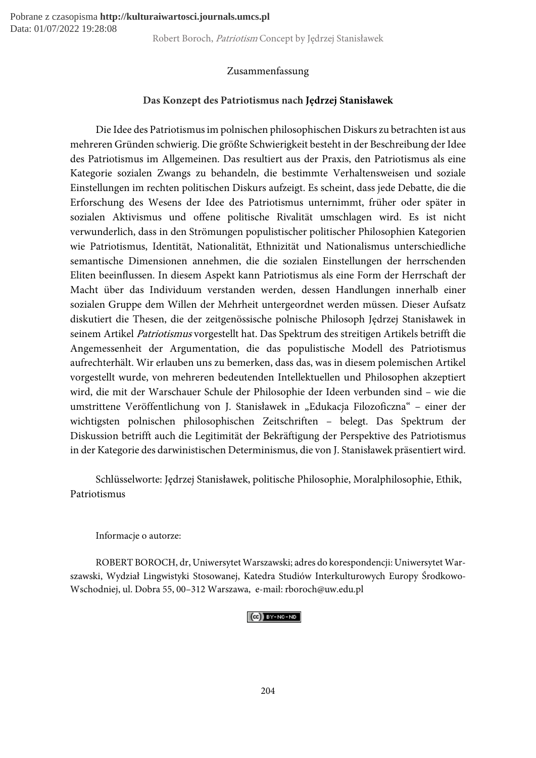## Zusammenfassung

### Das Konzept des Patriotismus nach Jędrzej Stanisławek

Die Idee des Patriotismus im polnischen philosophischen Diskurs zu betrachten ist aus mehreren Gründen schwierig. Die größte Schwierigkeit besteht in der Beschreibung der Idee des Patriotismus im Allgemeinen. Das resultiert aus der Praxis, den Patriotismus als eine Kategorie sozialen Zwangs zu behandeln, die bestimmte Verhaltensweisen und soziale Einstellungen im rechten politischen Diskurs aufzeigt. Es scheint, dass jede Debatte, die die Erforschung des Wesens der Idee des Patriotismus unternimmt, früher oder später in sozialen Aktivismus und offene politische Rivalität umschlagen wird. Es ist nicht verwunderlich, dass in den Strömungen populistischer politischer Philosophien Kategorien wie Patriotismus, Identität, Nationalität, Ethnizität und Nationalismus unterschiedliche semantische Dimensionen annehmen, die die sozialen Einstellungen der herrschenden Eliten beeinflussen. In diesem Aspekt kann Patriotismus als eine Form der Herrschaft der Macht über das Individuum verstanden werden, dessen Handlungen innerhalb einer sozialen Gruppe dem Willen der Mehrheit untergeordnet werden müssen. Dieser Aufsatz diskutiert die Thesen, die der zeitgenössische polnische Philosoph Jędrzej Stanisławek in seinem Artikel *Patriotismus* vorgestellt hat. Das Spektrum des streitigen Artikels betrifft die Angemessenheit der Argumentation, die das populistische Modell des Patriotismus aufrechterhält. Wir erlauben uns zu bemerken, dass das, was in diesem polemischen Artikel vorgestellt wurde, von mehreren bedeutenden Intellektuellen und Philosophen akzeptiert wird, die mit der Warschauer Schule der Philosophie der Ideen verbunden sind – wie die umstrittene Veröffentlichung von J. Stanisławek in „Edukacja Filozoficzna" – einer der wichtigsten polnischen philosophischen Zeitschriften – belegt. Das Spektrum der Diskussion betrifft auch die Legitimität der Bekräftigung der Perspektive des Patriotismus in der Kategorie des darwinistischen Determinismus, die von J. Stanisławek präsentiert wird.

Schlüsselworte: Jędrzej Stanisławek, politische Philosophie, Moralphilosophie, Ethik, Patriotismus

Informacje o autorze:

ROBERT BOROCH, dr, Uniwersytet Warszawski; adres do korespondencji: Uniwersytet Warszawski, Wydział Lingwistyki Stosowanej, Katedra Studiów Interkulturowych Europy Środkowo-Wschodniej, ul. Dobra 55, 00–312 Warszawa, e-mail: rboroch@uw.edu.pl